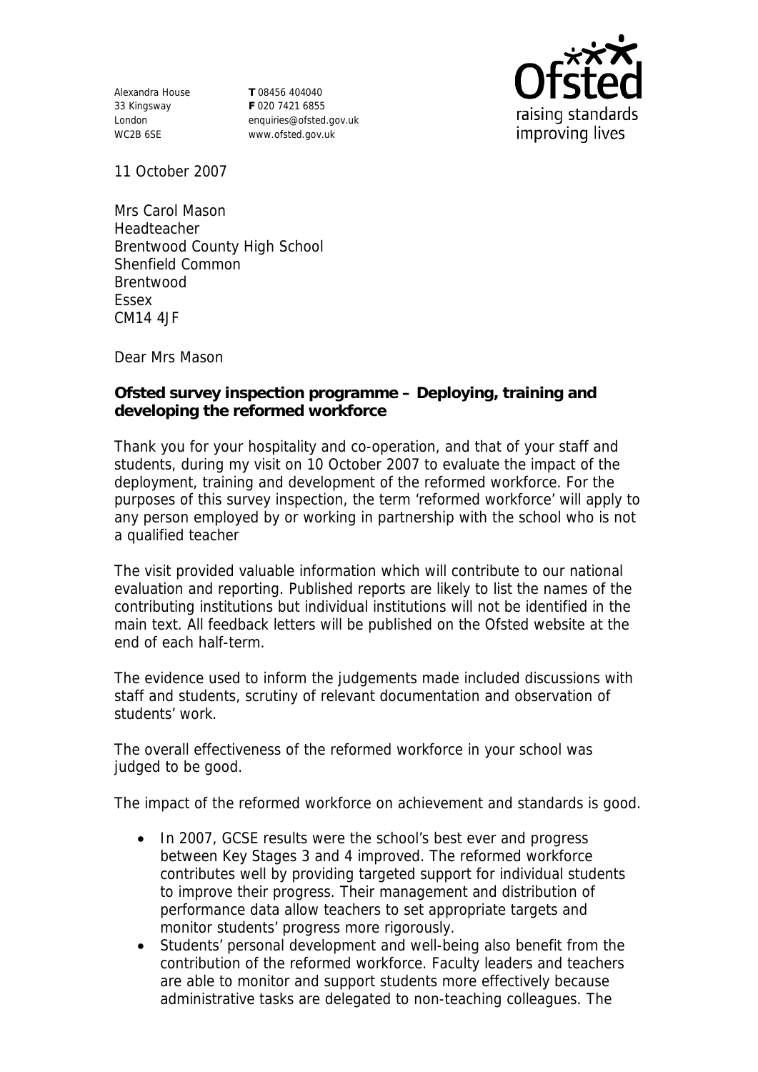Alexandra House
33 Kingsway
London
WC2B 6SE

**T** 08456 404040
**F** 020 7421 6855
enquiries@ofsted.gov.uk
www.ofsted.gov.uk

11 October 2007

Mrs Carol Mason
Headteacher
Brentwood County High School
Shenfield Common
Brentwood
Essex
CM14 4JF

Dear Mrs Mason

**Ofsted survey inspection programme – Deploying, training and developing the reformed workforce**

Thank you for your hospitality and co-operation, and that of your staff and students, during my visit on 10 October 2007 to evaluate the impact of the deployment, training and development of the reformed workforce. For the purposes of this survey inspection, the term 'reformed workforce' will apply to any person employed by or working in partnership with the school who is not a qualified teacher

The visit provided valuable information which will contribute to our national evaluation and reporting. Published reports are likely to list the names of the contributing institutions but individual institutions will not be identified in the main text. All feedback letters will be published on the Ofsted website at the end of each half-term.

The evidence used to inform the judgements made included discussions with staff and students, scrutiny of relevant documentation and observation of students' work.

The overall effectiveness of the reformed workforce in your school was judged to be good.

The impact of the reformed workforce on achievement and standards is good.

- In 2007, GCSE results were the school's best ever and progress between Key Stages 3 and 4 improved. The reformed workforce contributes well by providing targeted support for individual students to improve their progress. Their management and distribution of performance data allow teachers to set appropriate targets and monitor students' progress more rigorously.
- Students' personal development and well-being also benefit from the contribution of the reformed workforce. Faculty leaders and teachers are able to monitor and support students more effectively because administrative tasks are delegated to non-teaching colleagues. The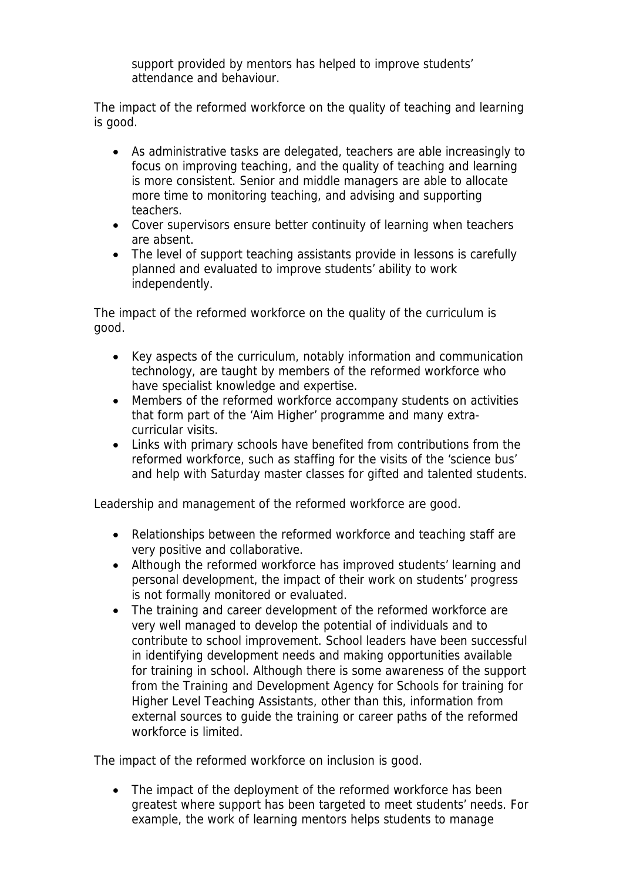support provided by mentors has helped to improve students' attendance and behaviour.

The impact of the reformed workforce on the quality of teaching and learning is good.

- As administrative tasks are delegated, teachers are able increasingly to focus on improving teaching, and the quality of teaching and learning is more consistent. Senior and middle managers are able to allocate more time to monitoring teaching, and advising and supporting teachers.
- Cover supervisors ensure better continuity of learning when teachers are absent.
- The level of support teaching assistants provide in lessons is carefully planned and evaluated to improve students' ability to work independently.

The impact of the reformed workforce on the quality of the curriculum is good.

- Key aspects of the curriculum, notably information and communication technology, are taught by members of the reformed workforce who have specialist knowledge and expertise.
- Members of the reformed workforce accompany students on activities that form part of the 'Aim Higher' programme and many extra-curricular visits.
- Links with primary schools have benefited from contributions from the reformed workforce, such as staffing for the visits of the 'science bus' and help with Saturday master classes for gifted and talented students.

Leadership and management of the reformed workforce are good.

- Relationships between the reformed workforce and teaching staff are very positive and collaborative.
- Although the reformed workforce has improved students' learning and personal development, the impact of their work on students' progress is not formally monitored or evaluated.
- The training and career development of the reformed workforce are very well managed to develop the potential of individuals and to contribute to school improvement. School leaders have been successful in identifying development needs and making opportunities available for training in school. Although there is some awareness of the support from the Training and Development Agency for Schools for training for Higher Level Teaching Assistants, other than this, information from external sources to guide the training or career paths of the reformed workforce is limited.

The impact of the reformed workforce on inclusion is good.

- The impact of the deployment of the reformed workforce has been greatest where support has been targeted to meet students' needs. For example, the work of learning mentors helps students to manage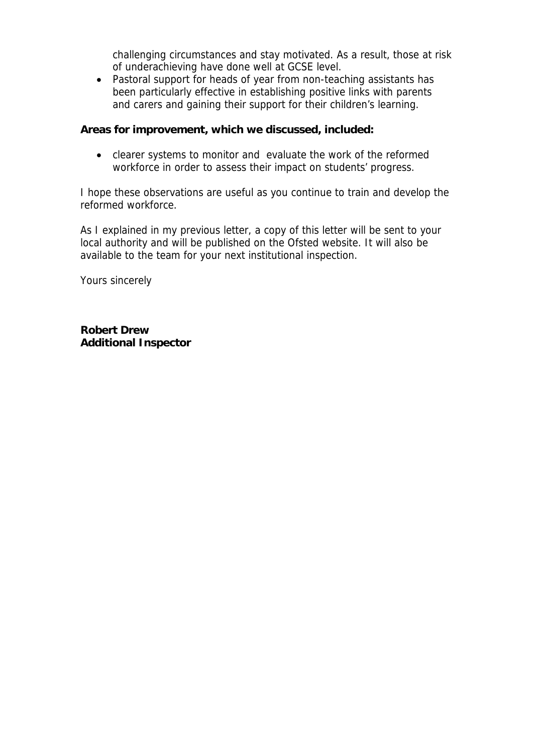challenging circumstances and stay motivated. As a result, those at risk of underachieving have done well at GCSE level.

- Pastoral support for heads of year from non-teaching assistants has been particularly effective in establishing positive links with parents and carers and gaining their support for their children's learning.

**Areas for improvement, which we discussed, included:**

- clearer systems to monitor and evaluate the work of the reformed workforce in order to assess their impact on students' progress.

I hope these observations are useful as you continue to train and develop the reformed workforce.

As I explained in my previous letter, a copy of this letter will be sent to your local authority and will be published on the Ofsted website. It will also be available to the team for your next institutional inspection.

Yours sincerely

**Robert Drew**
**Additional Inspector**